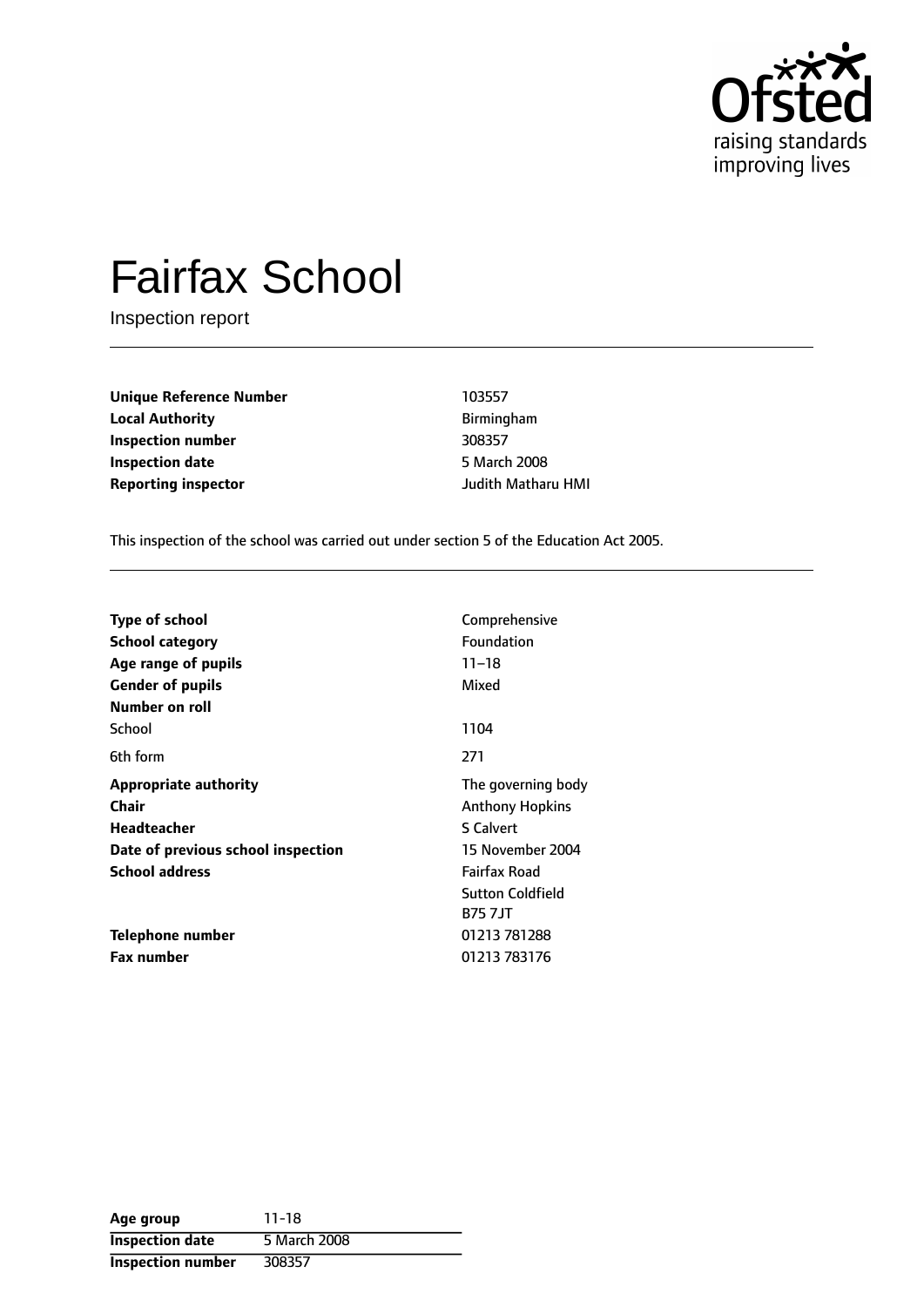# Fairfax School

Inspection report

| | |
|---|---|
| **Unique Reference Number** | 103557 |
| **Local Authority** | Birmingham |
| **Inspection number** | 308357 |
| **Inspection date** | 5 March 2008 |
| **Reporting inspector** | Judith Matharu HMI |

This inspection of the school was carried out under section 5 of the Education Act 2005.

| | |
|---|---|
| **Type of school** | Comprehensive |
| **School category** | Foundation |
| **Age range of pupils** | 11–18 |
| **Gender of pupils** | Mixed |
| **Number on roll** | |
| School | 1104 |
| 6th form | 271 |
| **Appropriate authority** | The governing body |
| **Chair** | Anthony Hopkins |
| **Headteacher** | S Calvert |
| **Date of previous school inspection** | 15 November 2004 |
| **School address** | Fairfax Road<br>Sutton Coldfield<br>B75 7JT |
| **Telephone number** | 01213 781288 |
| **Fax number** | 01213 783176 |

| | |
|---|---|
| **Age group** | 11-18 |
| **Inspection date** | 5 March 2008 |
| **Inspection number** | 308357 |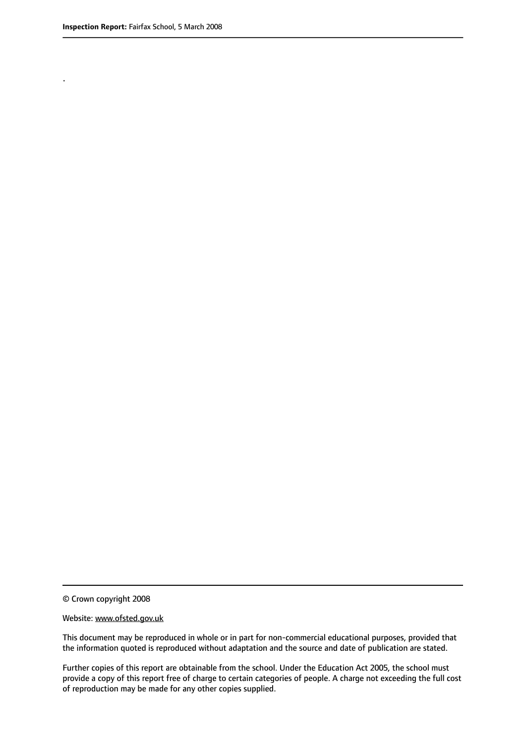.

© Crown copyright 2008

Website: www.ofsted.gov.uk

This document may be reproduced in whole or in part for non-commercial educational purposes, provided that the information quoted is reproduced without adaptation and the source and date of publication are stated.

Further copies of this report are obtainable from the school. Under the Education Act 2005, the school must provide a copy of this report free of charge to certain categories of people. A charge not exceeding the full cost of reproduction may be made for any other copies supplied.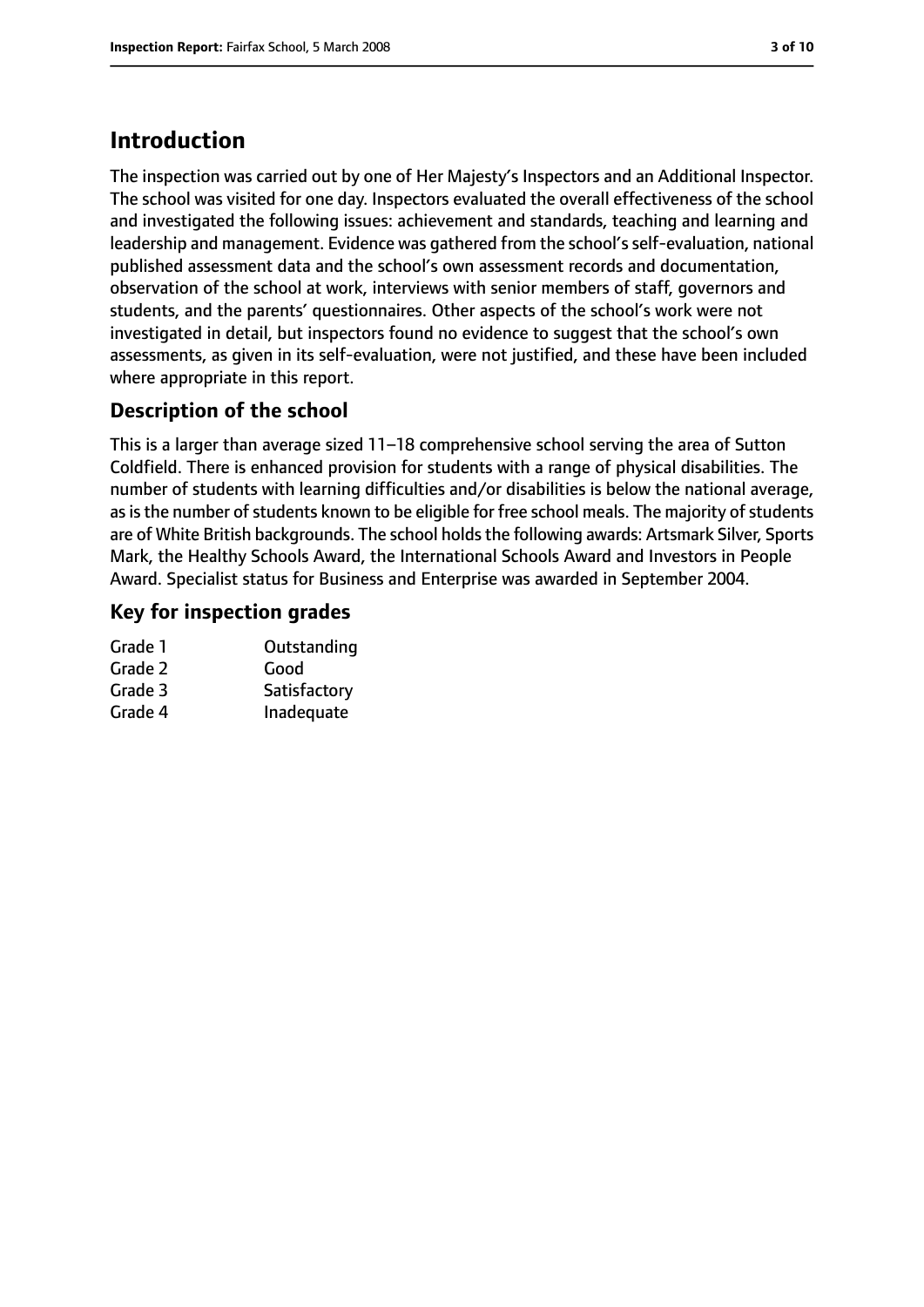# Introduction

The inspection was carried out by one of Her Majesty's Inspectors and an Additional Inspector. The school was visited for one day. Inspectors evaluated the overall effectiveness of the school and investigated the following issues: achievement and standards, teaching and learning and leadership and management. Evidence was gathered from the school's self-evaluation, national published assessment data and the school's own assessment records and documentation, observation of the school at work, interviews with senior members of staff, governors and students, and the parents' questionnaires. Other aspects of the school's work were not investigated in detail, but inspectors found no evidence to suggest that the school's own assessments, as given in its self-evaluation, were not justified, and these have been included where appropriate in this report.

## Description of the school

This is a larger than average sized 11–18 comprehensive school serving the area of Sutton Coldfield. There is enhanced provision for students with a range of physical disabilities. The number of students with learning difficulties and/or disabilities is below the national average, as is the number of students known to be eligible for free school meals. The majority of students are of White British backgrounds. The school holds the following awards: Artsmark Silver, Sports Mark, the Healthy Schools Award, the International Schools Award and Investors in People Award. Specialist status for Business and Enterprise was awarded in September 2004.

## Key for inspection grades

| | |
|---|---|
| Grade 1 | Outstanding |
| Grade 2 | Good |
| Grade 3 | Satisfactory |
| Grade 4 | Inadequate |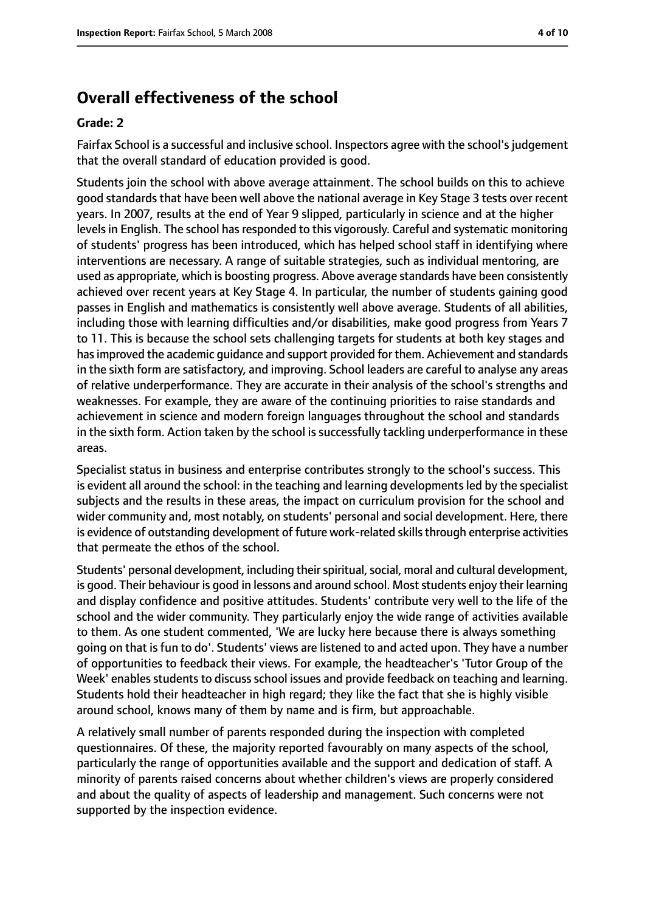## Overall effectiveness of the school

### Grade: 2

Fairfax School is a successful and inclusive school. Inspectors agree with the school's judgement that the overall standard of education provided is good.

Students join the school with above average attainment. The school builds on this to achieve good standards that have been well above the national average in Key Stage 3 tests over recent years. In 2007, results at the end of Year 9 slipped, particularly in science and at the higher levels in English. The school has responded to this vigorously. Careful and systematic monitoring of students' progress has been introduced, which has helped school staff in identifying where interventions are necessary. A range of suitable strategies, such as individual mentoring, are used as appropriate, which is boosting progress. Above average standards have been consistently achieved over recent years at Key Stage 4. In particular, the number of students gaining good passes in English and mathematics is consistently well above average. Students of all abilities, including those with learning difficulties and/or disabilities, make good progress from Years 7 to 11. This is because the school sets challenging targets for students at both key stages and has improved the academic guidance and support provided for them. Achievement and standards in the sixth form are satisfactory, and improving. School leaders are careful to analyse any areas of relative underperformance. They are accurate in their analysis of the school's strengths and weaknesses. For example, they are aware of the continuing priorities to raise standards and achievement in science and modern foreign languages throughout the school and standards in the sixth form. Action taken by the school is successfully tackling underperformance in these areas.

Specialist status in business and enterprise contributes strongly to the school's success. This is evident all around the school: in the teaching and learning developments led by the specialist subjects and the results in these areas, the impact on curriculum provision for the school and wider community and, most notably, on students' personal and social development. Here, there is evidence of outstanding development of future work-related skills through enterprise activities that permeate the ethos of the school.

Students' personal development, including their spiritual, social, moral and cultural development, is good. Their behaviour is good in lessons and around school. Most students enjoy their learning and display confidence and positive attitudes. Students' contribute very well to the life of the school and the wider community. They particularly enjoy the wide range of activities available to them. As one student commented, 'We are lucky here because there is always something going on that is fun to do'. Students' views are listened to and acted upon. They have a number of opportunities to feedback their views. For example, the headteacher's 'Tutor Group of the Week' enables students to discuss school issues and provide feedback on teaching and learning. Students hold their headteacher in high regard; they like the fact that she is highly visible around school, knows many of them by name and is firm, but approachable.

A relatively small number of parents responded during the inspection with completed questionnaires. Of these, the majority reported favourably on many aspects of the school, particularly the range of opportunities available and the support and dedication of staff. A minority of parents raised concerns about whether children's views are properly considered and about the quality of aspects of leadership and management. Such concerns were not supported by the inspection evidence.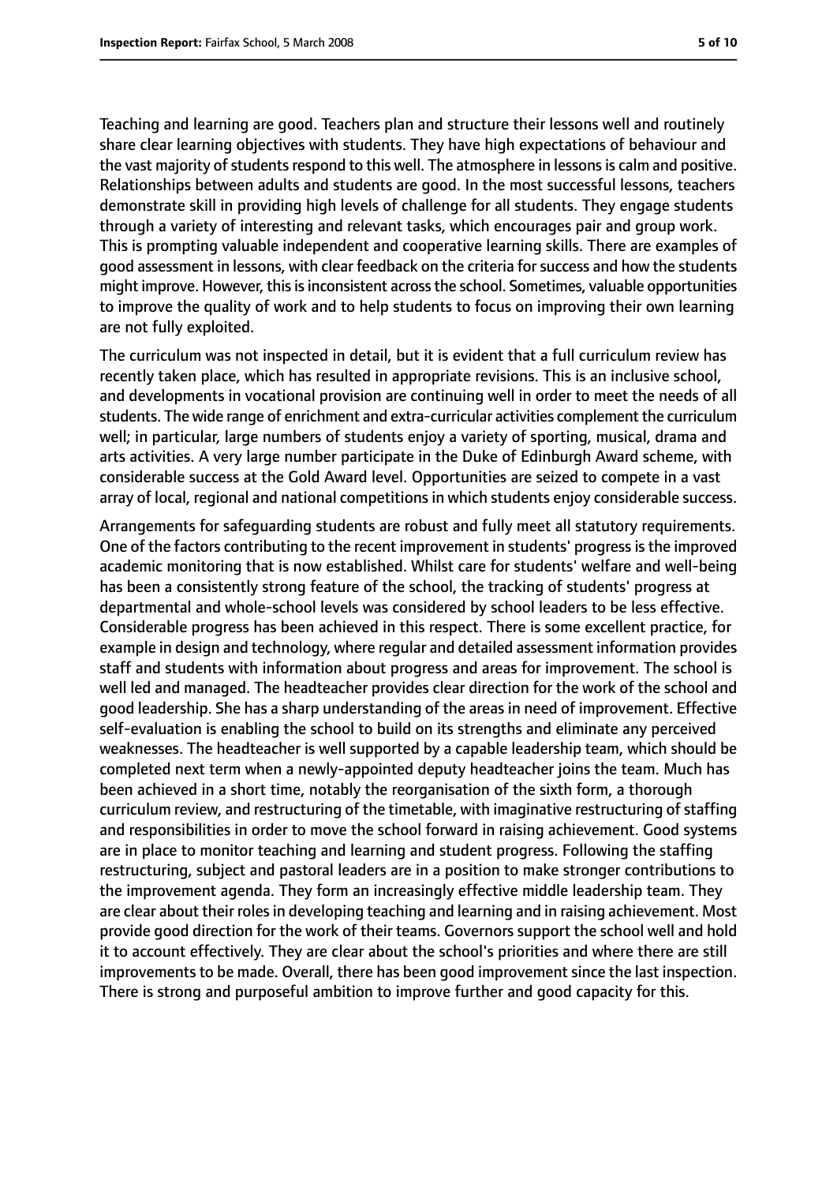Teaching and learning are good. Teachers plan and structure their lessons well and routinely share clear learning objectives with students. They have high expectations of behaviour and the vast majority of students respond to this well. The atmosphere in lessons is calm and positive. Relationships between adults and students are good. In the most successful lessons, teachers demonstrate skill in providing high levels of challenge for all students. They engage students through a variety of interesting and relevant tasks, which encourages pair and group work. This is prompting valuable independent and cooperative learning skills. There are examples of good assessment in lessons, with clear feedback on the criteria for success and how the students might improve. However, this is inconsistent across the school. Sometimes, valuable opportunities to improve the quality of work and to help students to focus on improving their own learning are not fully exploited.

The curriculum was not inspected in detail, but it is evident that a full curriculum review has recently taken place, which has resulted in appropriate revisions. This is an inclusive school, and developments in vocational provision are continuing well in order to meet the needs of all students. The wide range of enrichment and extra-curricular activities complement the curriculum well; in particular, large numbers of students enjoy a variety of sporting, musical, drama and arts activities. A very large number participate in the Duke of Edinburgh Award scheme, with considerable success at the Gold Award level. Opportunities are seized to compete in a vast array of local, regional and national competitions in which students enjoy considerable success.

Arrangements for safeguarding students are robust and fully meet all statutory requirements. One of the factors contributing to the recent improvement in students' progress is the improved academic monitoring that is now established. Whilst care for students' welfare and well-being has been a consistently strong feature of the school, the tracking of students' progress at departmental and whole-school levels was considered by school leaders to be less effective. Considerable progress has been achieved in this respect. There is some excellent practice, for example in design and technology, where regular and detailed assessment information provides staff and students with information about progress and areas for improvement. The school is well led and managed. The headteacher provides clear direction for the work of the school and good leadership. She has a sharp understanding of the areas in need of improvement. Effective self-evaluation is enabling the school to build on its strengths and eliminate any perceived weaknesses. The headteacher is well supported by a capable leadership team, which should be completed next term when a newly-appointed deputy headteacher joins the team. Much has been achieved in a short time, notably the reorganisation of the sixth form, a thorough curriculum review, and restructuring of the timetable, with imaginative restructuring of staffing and responsibilities in order to move the school forward in raising achievement. Good systems are in place to monitor teaching and learning and student progress. Following the staffing restructuring, subject and pastoral leaders are in a position to make stronger contributions to the improvement agenda. They form an increasingly effective middle leadership team. They are clear about their roles in developing teaching and learning and in raising achievement. Most provide good direction for the work of their teams. Governors support the school well and hold it to account effectively. They are clear about the school's priorities and where there are still improvements to be made. Overall, there has been good improvement since the last inspection. There is strong and purposeful ambition to improve further and good capacity for this.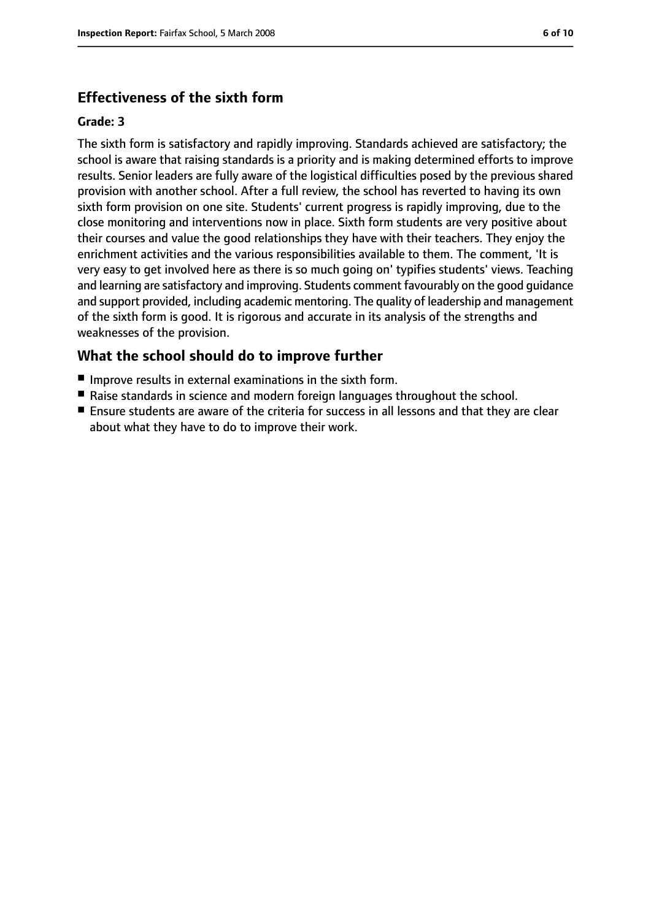## Effectiveness of the sixth form

**Grade: 3**

The sixth form is satisfactory and rapidly improving. Standards achieved are satisfactory; the school is aware that raising standards is a priority and is making determined efforts to improve results. Senior leaders are fully aware of the logistical difficulties posed by the previous shared provision with another school. After a full review, the school has reverted to having its own sixth form provision on one site. Students' current progress is rapidly improving, due to the close monitoring and interventions now in place. Sixth form students are very positive about their courses and value the good relationships they have with their teachers. They enjoy the enrichment activities and the various responsibilities available to them. The comment, 'It is very easy to get involved here as there is so much going on' typifies students' views. Teaching and learning are satisfactory and improving. Students comment favourably on the good guidance and support provided, including academic mentoring. The quality of leadership and management of the sixth form is good. It is rigorous and accurate in its analysis of the strengths and weaknesses of the provision.

## What the school should do to improve further

- Improve results in external examinations in the sixth form.
- Raise standards in science and modern foreign languages throughout the school.
- Ensure students are aware of the criteria for success in all lessons and that they are clear about what they have to do to improve their work.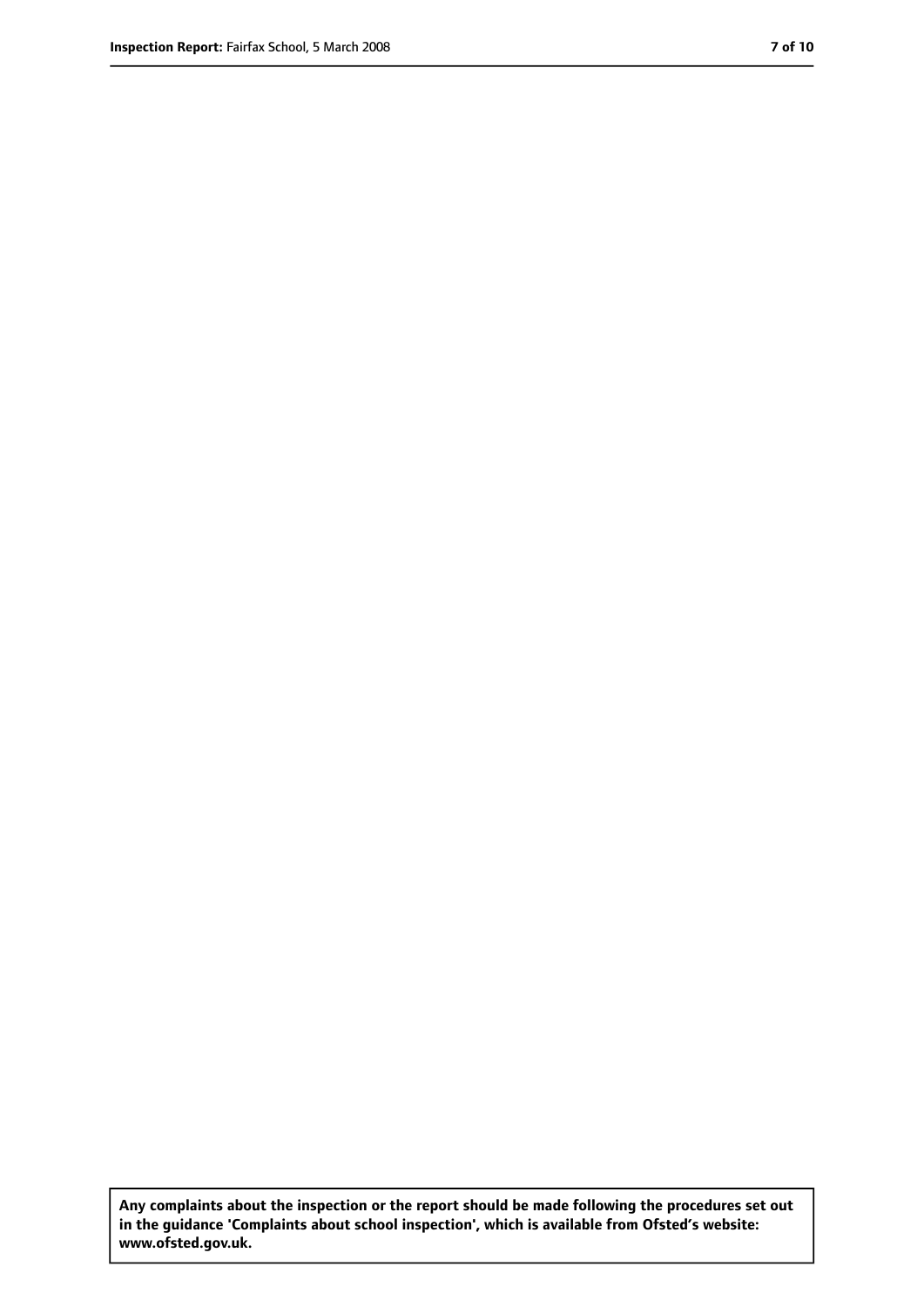**Any complaints about the inspection or the report should be made following the procedures set out in the guidance 'Complaints about school inspection', which is available from Ofsted's website: www.ofsted.gov.uk.**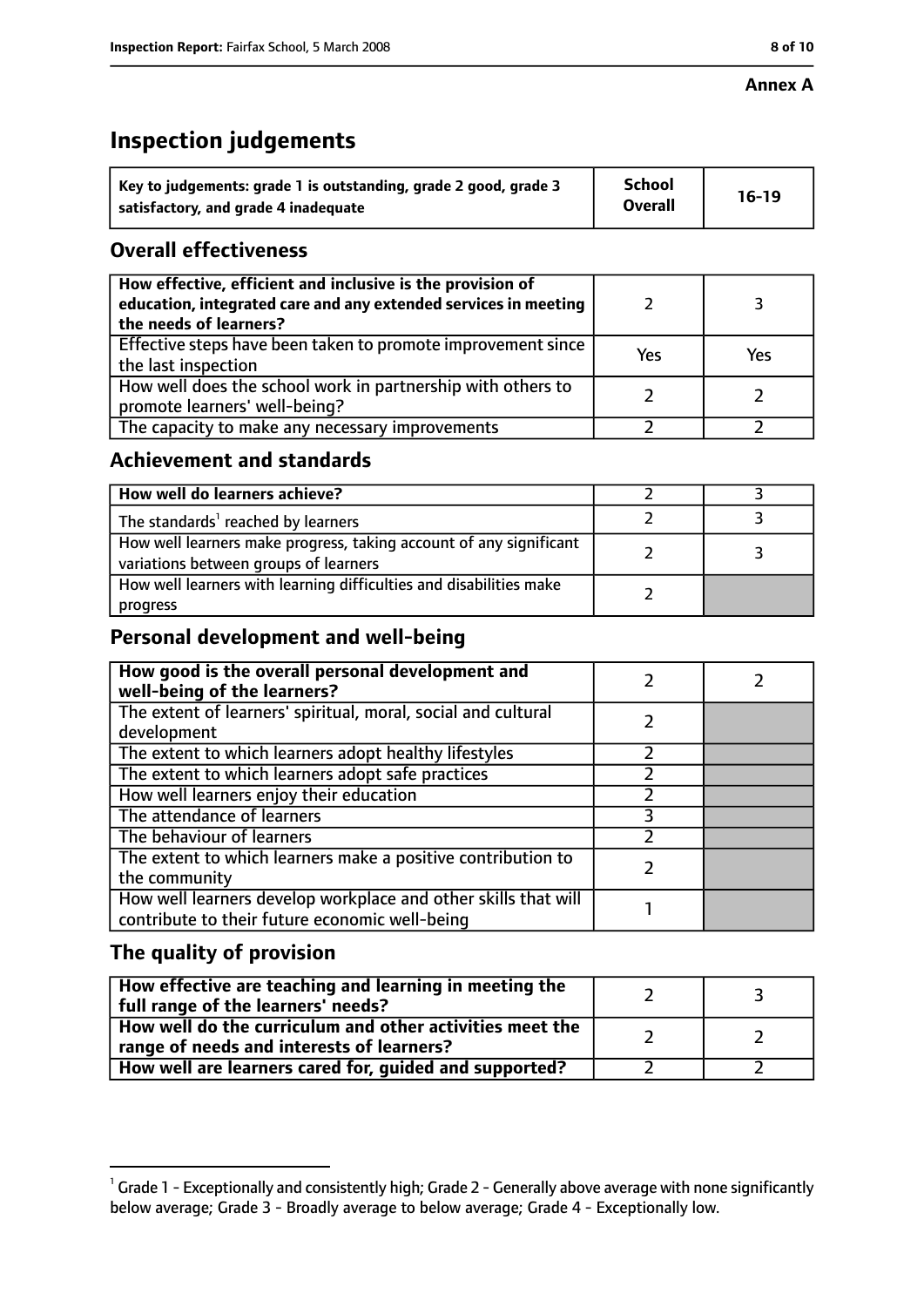**Annex A**

# Inspection judgements

| Key to judgements: grade 1 is outstanding, grade 2 good, grade 3 satisfactory, and grade 4 inadequate | School Overall | 16-19 |
|---|---|---|

## Overall effectiveness

| | | |
|---|---|---|
| How effective, efficient and inclusive is the provision of education, integrated care and any extended services in meeting the needs of learners? | 2 | 3 |
| Effective steps have been taken to promote improvement since the last inspection | Yes | Yes |
| How well does the school work in partnership with others to promote learners' well-being? | 2 | 2 |
| The capacity to make any necessary improvements | 2 | 2 |

## Achievement and standards

| | | |
|---|---|---|
| How well do learners achieve? | 2 | 3 |
| The standards[1] reached by learners | 2 | 3 |
| How well learners make progress, taking account of any significant variations between groups of learners | 2 | 3 |
| How well learners with learning difficulties and disabilities make progress | 2 | |

## Personal development and well-being

| | | |
|---|---|---|
| How good is the overall personal development and well-being of the learners? | 2 | 2 |
| The extent of learners' spiritual, moral, social and cultural development | 2 | |
| The extent to which learners adopt healthy lifestyles | 2 | |
| The extent to which learners adopt safe practices | 2 | |
| How well learners enjoy their education | 2 | |
| The attendance of learners | 3 | |
| The behaviour of learners | 2 | |
| The extent to which learners make a positive contribution to the community | 2 | |
| How well learners develop workplace and other skills that will contribute to their future economic well-being | 1 | |

## The quality of provision

| | | |
|---|---|---|
| How effective are teaching and learning in meeting the full range of the learners' needs? | 2 | 3 |
| How well do the curriculum and other activities meet the range of needs and interests of learners? | 2 | 2 |
| How well are learners cared for, guided and supported? | 2 | 2 |

[1] Grade 1 - Exceptionally and consistently high; Grade 2 - Generally above average with none significantly below average; Grade 3 - Broadly average to below average; Grade 4 - Exceptionally low.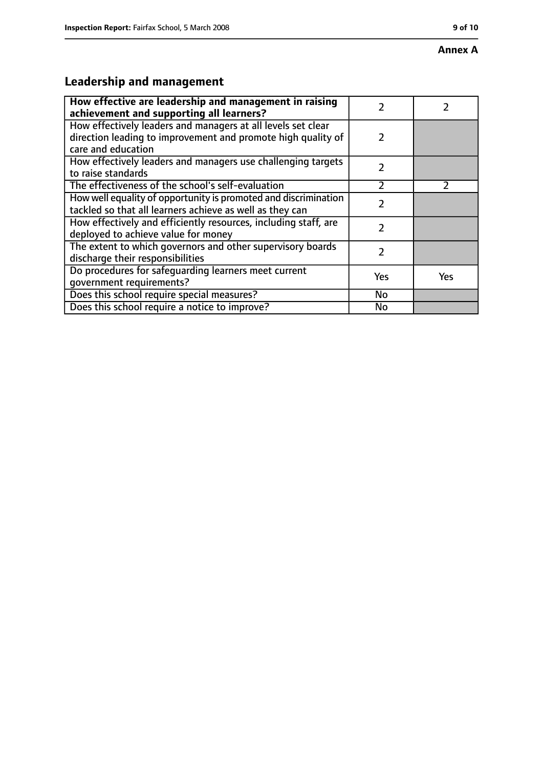**Annex A**

## Leadership and management

| **How effective are leadership and management in raising achievement and supporting all learners?** | 2 | 2 |
|---|---|---|
| How effectively leaders and managers at all levels set clear direction leading to improvement and promote high quality of care and education | 2 | |
| How effectively leaders and managers use challenging targets to raise standards | 2 | |
| The effectiveness of the school's self-evaluation | 2 | 2 |
| How well equality of opportunity is promoted and discrimination tackled so that all learners achieve as well as they can | 2 | |
| How effectively and efficiently resources, including staff, are deployed to achieve value for money | 2 | |
| The extent to which governors and other supervisory boards discharge their responsibilities | 2 | |
| Do procedures for safeguarding learners meet current government requirements? | Yes | Yes |
| Does this school require special measures? | No | |
| Does this school require a notice to improve? | No | |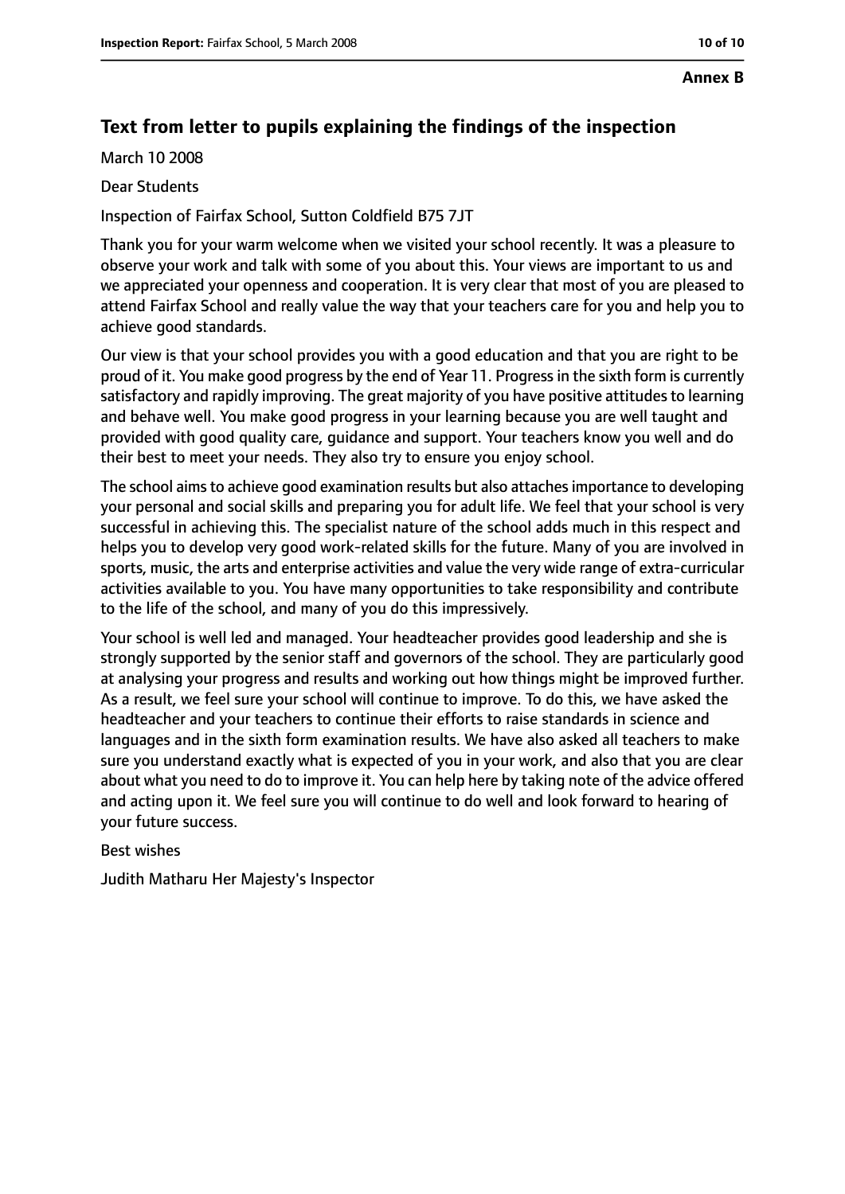**Annex B**

## Text from letter to pupils explaining the findings of the inspection

March 10 2008

Dear Students

Inspection of Fairfax School, Sutton Coldfield B75 7JT

Thank you for your warm welcome when we visited your school recently. It was a pleasure to observe your work and talk with some of you about this. Your views are important to us and we appreciated your openness and cooperation. It is very clear that most of you are pleased to attend Fairfax School and really value the way that your teachers care for you and help you to achieve good standards.

Our view is that your school provides you with a good education and that you are right to be proud of it. You make good progress by the end of Year 11. Progress in the sixth form is currently satisfactory and rapidly improving. The great majority of you have positive attitudes to learning and behave well. You make good progress in your learning because you are well taught and provided with good quality care, guidance and support. Your teachers know you well and do their best to meet your needs. They also try to ensure you enjoy school.

The school aims to achieve good examination results but also attaches importance to developing your personal and social skills and preparing you for adult life. We feel that your school is very successful in achieving this. The specialist nature of the school adds much in this respect and helps you to develop very good work-related skills for the future. Many of you are involved in sports, music, the arts and enterprise activities and value the very wide range of extra-curricular activities available to you. You have many opportunities to take responsibility and contribute to the life of the school, and many of you do this impressively.

Your school is well led and managed. Your headteacher provides good leadership and she is strongly supported by the senior staff and governors of the school. They are particularly good at analysing your progress and results and working out how things might be improved further. As a result, we feel sure your school will continue to improve. To do this, we have asked the headteacher and your teachers to continue their efforts to raise standards in science and languages and in the sixth form examination results. We have also asked all teachers to make sure you understand exactly what is expected of you in your work, and also that you are clear about what you need to do to improve it. You can help here by taking note of the advice offered and acting upon it. We feel sure you will continue to do well and look forward to hearing of your future success.

Best wishes

Judith Matharu Her Majesty's Inspector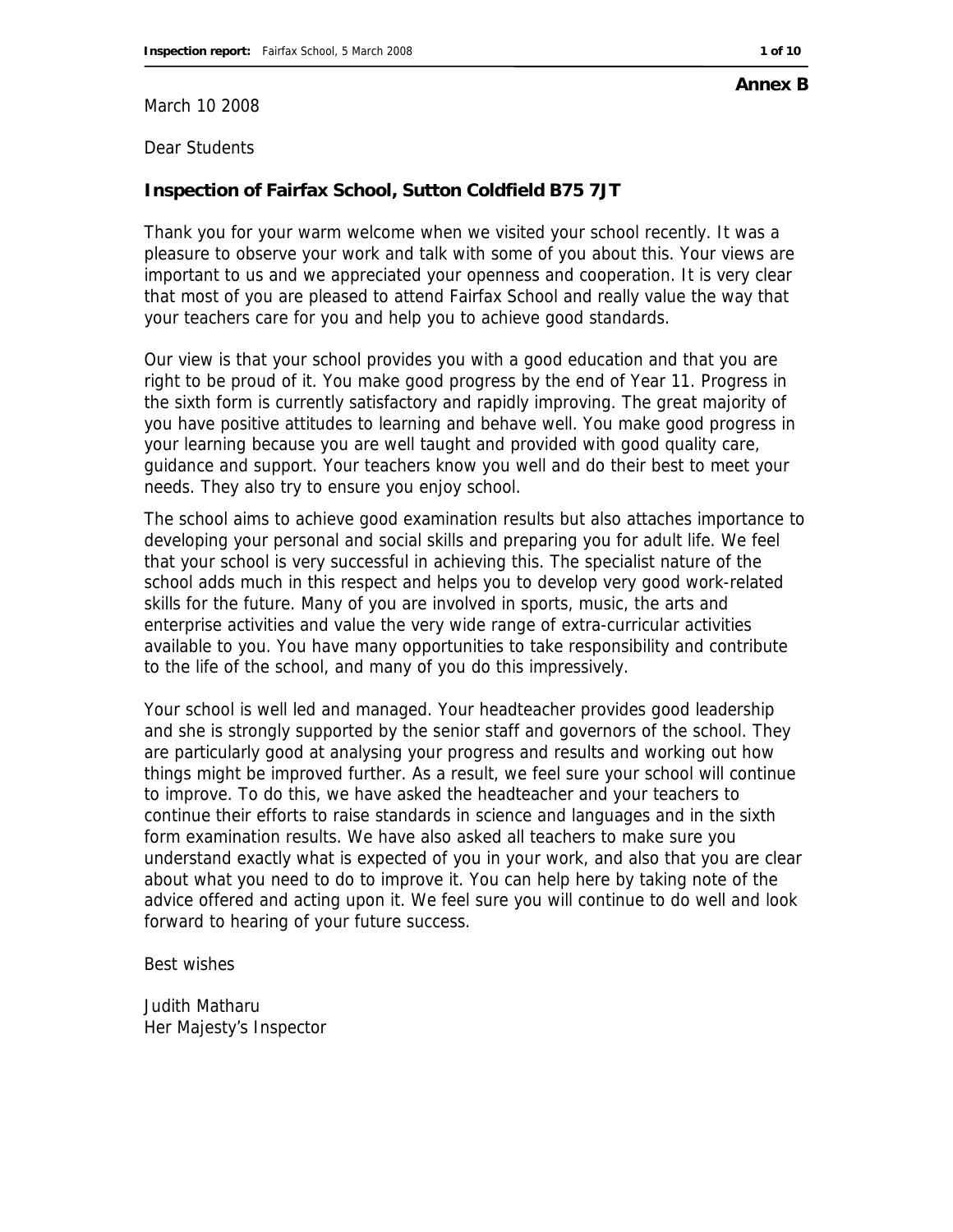**Annex B**

March 10 2008

Dear Students

**Inspection of Fairfax School, Sutton Coldfield B75 7JT**

Thank you for your warm welcome when we visited your school recently. It was a pleasure to observe your work and talk with some of you about this. Your views are important to us and we appreciated your openness and cooperation. It is very clear that most of you are pleased to attend Fairfax School and really value the way that your teachers care for you and help you to achieve good standards.

Our view is that your school provides you with a good education and that you are right to be proud of it. You make good progress by the end of Year 11. Progress in the sixth form is currently satisfactory and rapidly improving. The great majority of you have positive attitudes to learning and behave well. You make good progress in your learning because you are well taught and provided with good quality care, guidance and support. Your teachers know you well and do their best to meet your needs. They also try to ensure you enjoy school.

The school aims to achieve good examination results but also attaches importance to developing your personal and social skills and preparing you for adult life. We feel that your school is very successful in achieving this. The specialist nature of the school adds much in this respect and helps you to develop very good work-related skills for the future. Many of you are involved in sports, music, the arts and enterprise activities and value the very wide range of extra-curricular activities available to you. You have many opportunities to take responsibility and contribute to the life of the school, and many of you do this impressively.

Your school is well led and managed. Your headteacher provides good leadership and she is strongly supported by the senior staff and governors of the school. They are particularly good at analysing your progress and results and working out how things might be improved further. As a result, we feel sure your school will continue to improve. To do this, we have asked the headteacher and your teachers to continue their efforts to raise standards in science and languages and in the sixth form examination results. We have also asked all teachers to make sure you understand exactly what is expected of you in your work, and also that you are clear about what you need to do to improve it. You can help here by taking note of the advice offered and acting upon it. We feel sure you will continue to do well and look forward to hearing of your future success.

Best wishes

Judith Matharu
Her Majesty's Inspector